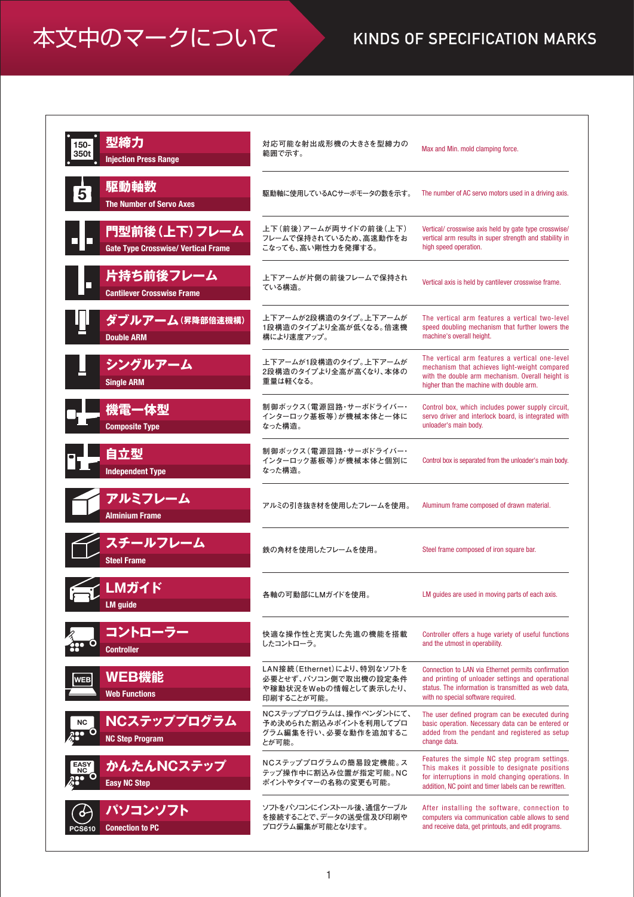# 本文中のマークについて

# KINDS OF SPECIFICATION MARKS

| マーク | 説明 | Description |
|---|---|---|
| 150-350t **型締力** Injection Press Range | 対応可能な射出成形機の大きさを型締力の範囲で示す。 | Max and Min. mold clamping force. |
| 5 **駆動軸数** The Number of Servo Axes | 駆動軸に使用しているACサーボモータの数を示す。 | The number of AC servo motors used in a driving axis. |
| **門型前後(上下)フレーム** Gate Type Crosswise/ Vertical Frame | 上下(前後)アームが両サイドの前後(上下)フレームで保持されているため、高速動作をおこなっても、高い剛性力を発揮する。 | Vertical/ crosswise axis held by gate type crosswise/ vertical frame results in super strength and stability in high speed operation. |
| **片持ち前後フレーム** Cantilever Crosswise Frame | 上下アームが片側の前後フレームで保持されている構造。 | Vertical axis is held by cantilever crosswise frame. |
| **ダブルアーム(昇降部倍速機構)** Double ARM | 上下アームが2段構造のタイプ。上下アームが1段構造のタイプより全高が低くなる。倍速機構により速度アップ。 | The vertical arm features a vertical two-level speed doubling mechanism that further lowers the machine's overall height. |
| **シングルアーム** Single ARM | 上下アームが1段構造のタイプ。上下アームが2段構造のタイプより全高が高くなり、本体の重量は軽くなる。 | The vertical arm features a vertical one-level mechanism that achieves light-weight compared with the double arm mechanism. Overall height is higher than the machine with double arm. |
| **機電一体型** Composite Type | 制御ボックス(電源回路・サーボドライバー・インターロック基板等)が機械本体と一体になった構造。 | Control box, which includes power supply circuit, servo driver and interlock board, is integrated with unloader's main body. |
| **自立型** Independent Type | 制御ボックス(電源回路・サーボドライバー・インターロック基板等)が機械本体と個別になった構造。 | Control box is separated from the unloader's main body. |
| **アルミフレーム** Alminium Frame | アルミの引き抜き材を使用したフレームを使用。 | Aluminum frame composed of drawn material. |
| **スチールフレーム** Steel Frame | 鉄の角材を使用したフレームを使用。 | Steel frame composed of iron square bar. |
| **LMガイド** LM guide | 各軸の可動部にLMガイドを使用。 | LM guides are used in moving parts of each axis. |
| **コントローラー** Controller | 快適な操作性と充実した先進の機能を搭載したコントローラ。 | Controller offers a huge variety of useful functions and the utmost in operability. |
| WEB **WEB機能** Web Functions | LAN接続(Ethernet)により、特別なソフトを必要とせず、パソコン側で取出機の設定条件や稼動状況をWebの情報として表示したり、印刷することが可能。 | Connection to LAN via Ethernet permits confirmation and printing of unloader settings and operational status. The information is transmitted as web data, with no special software required. |
| NC **NCステッププログラム** NC Step Program | NCステッププログラムは、操作ペンダントにて、予め決められた割込みポイントを利用してプログラム編集を行い、必要な動作を追加することが可能。 | The user defined program can be executed during basic operation. Necessary data can be entered or added from the pendant and registered as setup change data. |
| EASY NC **かんたんNCステップ** Easy NC Step | NCステッププログラムの簡易設定機能。ステップ操作中に割込み位置が指定可能。NCポイントやタイマーの名称の変更も可能。 | Features the simple NC step program settings. This makes it possible to designate positions for interruptions in mold changing operations. In addition, NC point and timer labels can be rewritten. |
| PCS610 **パソコンソフト** Conection to PC | ソフトをパソコンにインストール後、通信ケーブルを接続することで、データの送受信及び印刷やプログラム編集が可能となります。 | After installing the software, connection to computers via communication cable allows to send and receive data, get printouts, and edit programs. |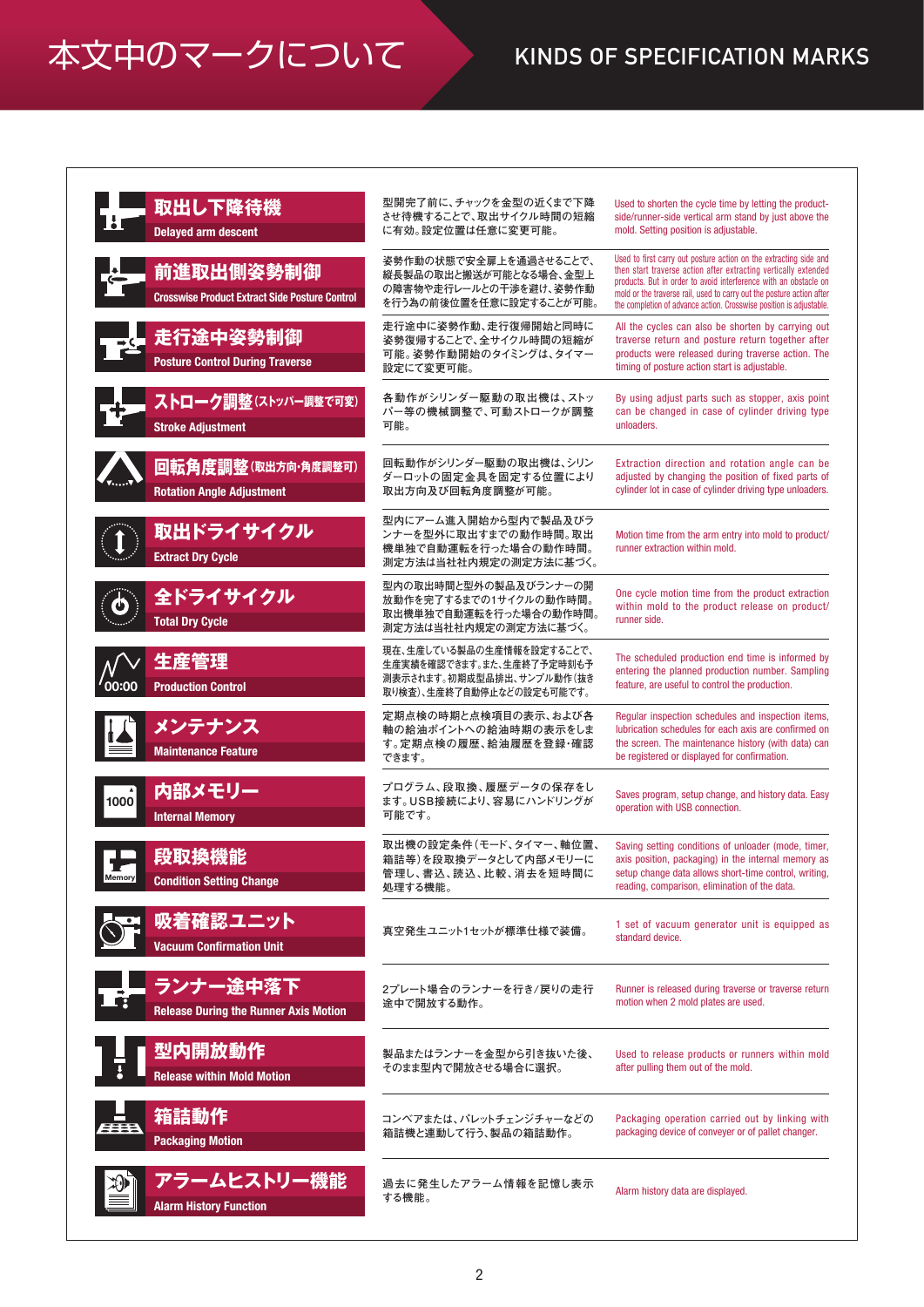# 本文中のマークについて　KINDS OF SPECIFICATION MARKS

| | | |
|---|---|---|
| **取出し下降待機**<br>Delayed arm descent | 型開完了前に、チャックを金型の近くまで下降させ待機することで、取出サイクル時間の短縮に有効。設定位置は任意に変更可能。 | Used to shorten the cycle time by letting the product-side/runner-side vertical arm stand by just above the mold. Setting position is adjustable. |
| **前進取出側姿勢制御**<br>Crosswise Product Extract Side Posture Control | 姿勢作動の状態で安全扉上を通過させることで、縦長製品の取出と搬送が可能となる場合、金型上の障害物や走行レールとの干渉を避け、姿勢作動を行う為の前後位置を任意に設定することが可能。 | Used to first carry out posture action on the extracting side and then start traverse action after extracting vertically extended products. But in order to avoid interference with an obstacle on mold or the traverse rail, used to carry out the posture action after the completion of advance action. Crosswise position is adjustable. |
| **走行途中姿勢制御**<br>Posture Control During Traverse | 走行途中に姿勢作動、走行復帰開始と同時に姿勢復帰することで、全サイクル時間の短縮が可能。姿勢作動開始のタイミングは、タイマー設定にて変更可能。 | All the cycles can also be shorten by carrying out traverse return and posture return together after products were released during traverse action. The timing of posture action start is adjustable. |
| **ストローク調整**(ストッパー調整で可変)<br>Stroke Adjustment | 各動作がシリンダー駆動の取出機は、ストッパー等の機械調整で、可動ストロークが調整可能。 | By using adjust parts such as stopper, axis point can be changed in case of cylinder driving type unloaders. |
| **回転角度調整**(取出方向・角度調整可)<br>Rotation Angle Adjustment | 回転動作がシリンダー駆動の取出機は、シリンダーロットの固定金具を固定する位置により取出方向及び回転角度調整が可能。 | Extraction direction and rotation angle can be adjusted by changing the position of fixed parts of cylinder lot in case of cylinder driving type unloaders. |
| **取出ドライサイクル**<br>Extract Dry Cycle | 型内にアーム進入開始から型内で製品及びランナーを型外に取出すまでの動作時間。取出機単独で自動運転を行った場合の動作時間。測定方法は当社社内規定の測定方法に基づく。 | Motion time from the arm entry into mold to product/runner extraction within mold. |
| **全ドライサイクル**<br>Total Dry Cycle | 型内の取出時間と型外の製品及びランナーの開放動作を完了するまでの1サイクルの動作時間。取出機単独で自動運転を行った場合の動作時間。測定方法は当社社内規定の測定方法に基づく。 | One cycle motion time from the product extraction within mold to the product release on product/runner side. |
| **生産管理**<br>Production Control | 現在、生産している製品の生産情報を設定することで、生産実績を確認できます。また、生産終了予定時刻も予測表示されます。初期成型品排出、サンプル動作(抜き取り検査)、生産終了自動停止などの設定も可能です。 | The scheduled production end time is informed by entering the planned production number. Sampling feature, are useful to control the production. |
| **メンテナンス**<br>Maintenance Feature | 定期点検の時期と点検項目の表示、および各軸の給油ポイントへの給油時期の表示をします。定期点検の履歴、給油履歴を登録・確認できます。 | Regular inspection schedules and inspection items, lubrication schedules for each axis are confirmed on the screen. The maintenance history (with data) can be registered or displayed for confirmation. |
| **内部メモリー**<br>Internal Memory | プログラム、段取換、履歴データの保存をします。USB接続により、容易にハンドリングが可能です。 | Saves program, setup change, and history data. Easy operation with USB connection. |
| **段取換機能**<br>Condition Setting Change | 取出機の設定条件(モード、タイマー、軸位置、箱詰等)を段取換データとして内部メモリーに管理し、書込、読込、比較、消去を短時間に処理する機能。 | Saving setting conditions of unloader (mode, timer, axis position, packaging) in the internal memory as setup change data allows short-time control, writing, reading, comparison, elimination of the data. |
| **吸着確認ユニット**<br>Vacuum Confirmation Unit | 真空発生ユニット1セットが標準仕様で装備。 | 1 set of vacuum generator unit is equipped as standard device. |
| **ランナー途中落下**<br>Release During the Runner Axis Motion | 2プレート場合のランナーを行き/戻りの走行途中で開放する動作。 | Runner is released during traverse or traverse return motion when 2 mold plates are used. |
| **型内開放動作**<br>Release within Mold Motion | 製品またはランナーを金型から引き抜いた後、そのまま型内で開放させる場合に選択。 | Used to release products or runners within mold after pulling them out of the mold. |
| **箱詰動作**<br>Packaging Motion | コンベアまたは、パレットチェンジャーなどの箱詰機と連動して行う、製品の箱詰動作。 | Packaging operation carried out by linking with packaging device of conveyer or of pallet changer. |
| **アラームヒストリー機能**<br>Alarm History Function | 過去に発生したアラーム情報を記憶し表示する機能。 | Alarm history data are displayed. |